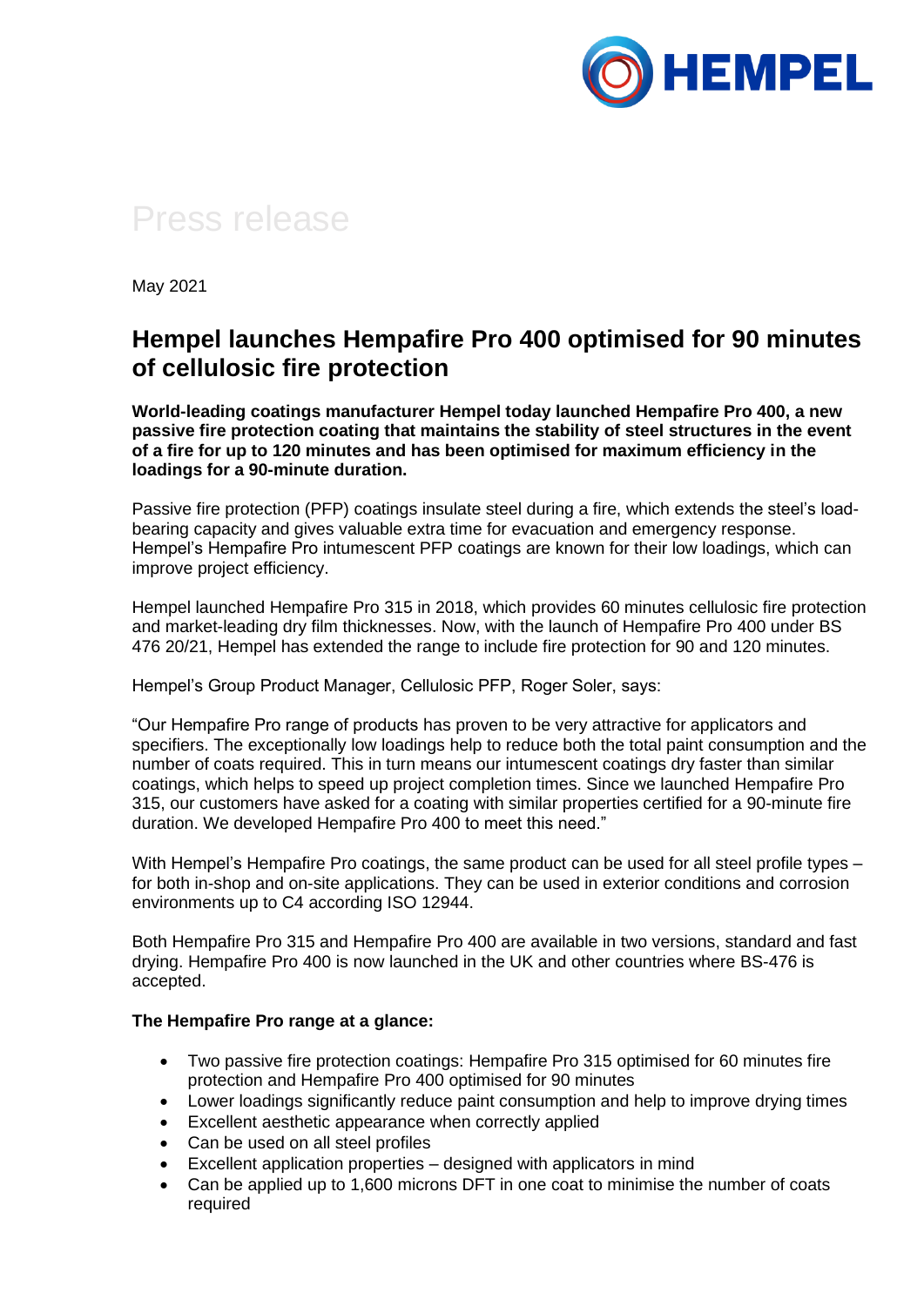HEMPEL

# Press release

May 2021

## Hempel launches Hempafire Pro 400 optimised for 90 minutes of cellulosic fire protection

**World-leading coatings manufacturer Hempel today launched Hempafire Pro 400, a new passive fire protection coating that maintains the stability of steel structures in the event of a fire for up to 120 minutes and has been optimised for maximum efficiency in the loadings for a 90-minute duration.**

Passive fire protection (PFP) coatings insulate steel during a fire, which extends the steel's load-bearing capacity and gives valuable extra time for evacuation and emergency response. Hempel's Hempafire Pro intumescent PFP coatings are known for their low loadings, which can improve project efficiency.

Hempel launched Hempafire Pro 315 in 2018, which provides 60 minutes cellulosic fire protection and market-leading dry film thicknesses. Now, with the launch of Hempafire Pro 400 under BS 476 20/21, Hempel has extended the range to include fire protection for 90 and 120 minutes.

Hempel's Group Product Manager, Cellulosic PFP, Roger Soler, says:

"Our Hempafire Pro range of products has proven to be very attractive for applicators and specifiers. The exceptionally low loadings help to reduce both the total paint consumption and the number of coats required. This in turn means our intumescent coatings dry faster than similar coatings, which helps to speed up project completion times. Since we launched Hempafire Pro 315, our customers have asked for a coating with similar properties certified for a 90-minute fire duration. We developed Hempafire Pro 400 to meet this need."

With Hempel's Hempafire Pro coatings, the same product can be used for all steel profile types – for both in-shop and on-site applications. They can be used in exterior conditions and corrosion environments up to C4 according ISO 12944.

Both Hempafire Pro 315 and Hempafire Pro 400 are available in two versions, standard and fast drying. Hempafire Pro 400 is now launched in the UK and other countries where BS-476 is accepted.

**The Hempafire Pro range at a glance:**

- Two passive fire protection coatings: Hempafire Pro 315 optimised for 60 minutes fire protection and Hempafire Pro 400 optimised for 90 minutes
- Lower loadings significantly reduce paint consumption and help to improve drying times
- Excellent aesthetic appearance when correctly applied
- Can be used on all steel profiles
- Excellent application properties – designed with applicators in mind
- Can be applied up to 1,600 microns DFT in one coat to minimise the number of coats required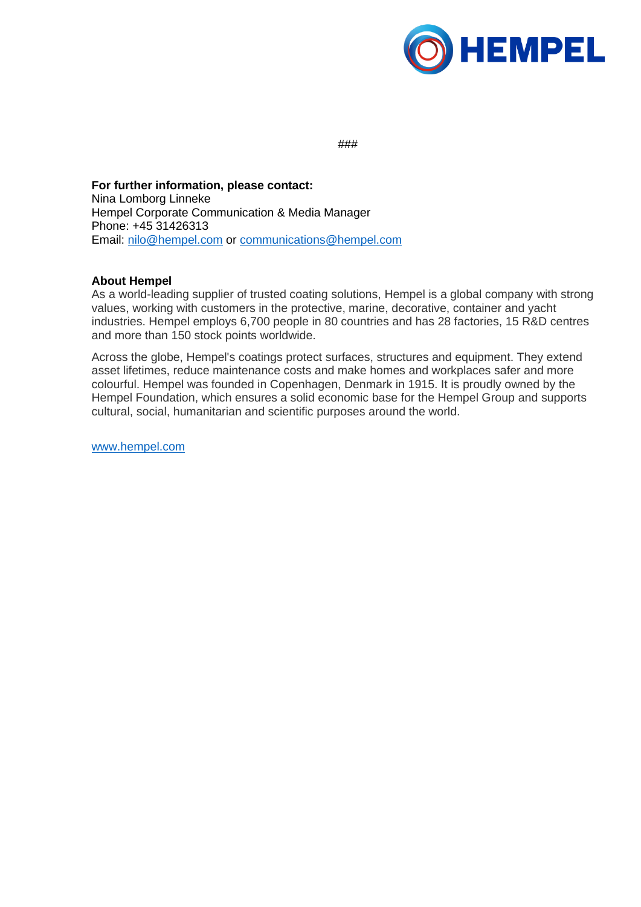###

**For further information, please contact:**
Nina Lomborg Linneke
Hempel Corporate Communication & Media Manager
Phone: +45 31426313
Email: nilo@hempel.com or communications@hempel.com

**About Hempel**
As a world-leading supplier of trusted coating solutions, Hempel is a global company with strong values, working with customers in the protective, marine, decorative, container and yacht industries. Hempel employs 6,700 people in 80 countries and has 28 factories, 15 R&D centres and more than 150 stock points worldwide.

Across the globe, Hempel's coatings protect surfaces, structures and equipment. They extend asset lifetimes, reduce maintenance costs and make homes and workplaces safer and more colourful. Hempel was founded in Copenhagen, Denmark in 1915. It is proudly owned by the Hempel Foundation, which ensures a solid economic base for the Hempel Group and supports cultural, social, humanitarian and scientific purposes around the world.

www.hempel.com